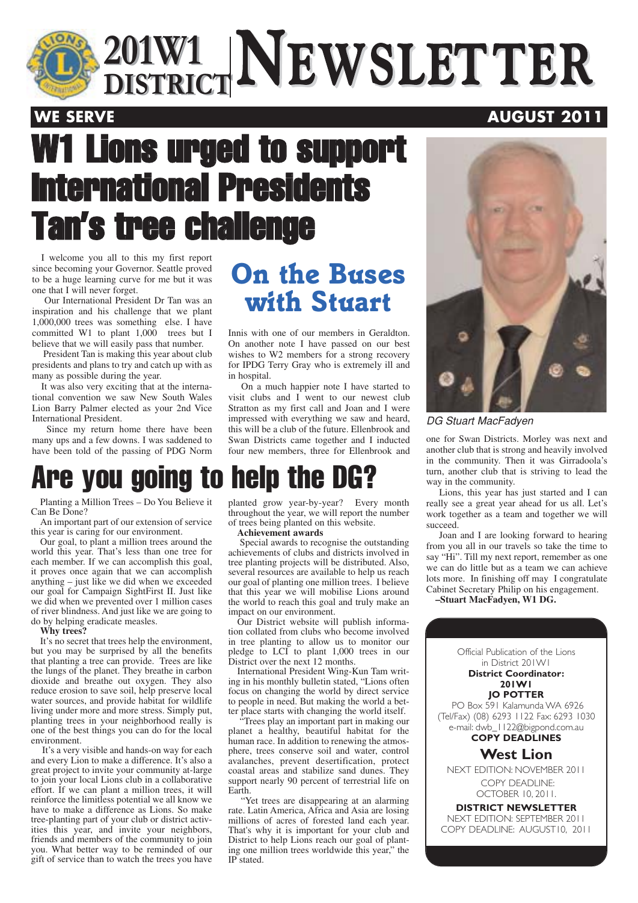# 201W1 DISTRICT NEWSLETTER

**WE SERVE** — **AUGUST 2011**

# W1 Lions urged to support International Presidents Tan's tree challenge

## On the Buses with Stuart

I welcome you all to this my first report since becoming your Governor. Seattle proved to be a huge learning curve for me but it was one that I will never forget.

Our International President Dr Tan was an inspiration and his challenge that we plant 1,000,000 trees was something else. I have committed W1 to plant 1,000 trees but I believe that we will easily pass that number.

President Tan is making this year about club presidents and plans to try and catch up with as many as possible during the year.

It was also very exciting that at the international convention we saw New South Wales Lion Barry Palmer elected as your 2nd Vice International President.

Since my return home there have been many ups and a few downs. I was saddened to have been told of the passing of PDG Norm Innis with one of our members in Geraldton. On another note I have passed on our best wishes to W2 members for a strong recovery for IPDG Terry Gray who is extremely ill and in hospital.

On a much happier note I have started to visit clubs and I went to our newest club Stratton as my first call and Joan and I were impressed with everything we saw and heard, this will be a club of the future. Ellenbrook and Swan Districts came together and I inducted four new members, three for Ellenbrook and one for Swan Districts. Morley was next and another club that is strong and heavily involved in the community. Then it was Girradoola's turn, another club that is striving to lead the way in the community.

Lions, this year has just started and I can really see a great year ahead for us all. Let's work together as a team and together we will succeed.

Joan and I are looking forward to hearing from you all in our travels so take the time to say "Hi". Till my next report, remember as one we can do little but as a team we can achieve lots more. In finishing off may I congratulate Cabinet Secretary Philip on his engagement.

**–Stuart MacFadyen, W1 DG.**

*DG Stuart MacFadyen*

# Are you going to help the DG?

Planting a Million Trees – Do You Believe it Can Be Done?

An important part of our extension of service this year is caring for our environment.

Our goal, to plant a million trees around the world this year. That's less than one tree for each member. If we can accomplish this goal, it proves once again that we can accomplish anything – just like we did when we exceeded our goal for Campaign SightFirst II. Just like we did when we prevented over 1 million cases of river blindness. And just like we are going to do by helping eradicate measles.

**Why trees?**

It's no secret that trees help the environment, but you may be surprised by all the benefits that planting a tree can provide. Trees are like the lungs of the planet. They breathe in carbon dioxide and breathe out oxygen. They also reduce erosion to save soil, help preserve local water sources, and provide habitat for wildlife living under more and more stress. Simply put, planting trees in your neighborhood really is one of the best things you can do for the local environment.

It's a very visible and hands-on way for each and every Lion to make a difference. It's also a great project to invite your community at-large to join your local Lions club in a collaborative effort. If we can plant a million trees, it will reinforce the limitless potential we all know we have to make a difference as Lions. So make tree-planting part of your club or district activities this year, and invite your neighbors, friends and members of the community to join you. What better way to be reminded of our gift of service than to watch the trees you have planted grow year-by-year? Every month throughout the year, we will report the number of trees being planted on this website.

**Achievement awards**

Special awards to recognise the outstanding achievements of clubs and districts involved in tree planting projects will be distributed. Also, several resources are available to help us reach our goal of planting one million trees. I believe that this year we will mobilise Lions around the world to reach this goal and truly make an impact on our environment.

Our District website will publish information collated from clubs who become involved in tree planting to allow us to monitor our pledge to LCI to plant 1,000 trees in our District over the next 12 months.

International President Wing-Kun Tam writing in his monthly bulletin stated, "Lions often focus on changing the world by direct service to people in need. But making the world a better place starts with changing the world itself.

"Trees play an important part in making our planet a healthy, beautiful habitat for the human race. In addition to renewing the atmosphere, trees conserve soil and water, control avalanches, prevent desertification, protect coastal areas and stabilize sand dunes. They support nearly 90 percent of terrestrial life on Earth.

"Yet trees are disappearing at an alarming rate. Latin America, Africa and Asia are losing millions of acres of forested land each year. That's why it is important for your club and District to help Lions reach our goal of planting one million trees worldwide this year," the IP stated.

---

Official Publication of the Lions in District 201W1

**District Coordinator:**
**201W1**
**JO POTTER**

PO Box 591 Kalamunda WA 6926
(Tel/Fax) (08) 6293 1122 Fax: 6293 1030
e-mail: dwb_1122@bigpond.com.au

**COPY DEADLINES**

**West Lion**

NEXT EDITION: NOVEMBER 2011

COPY DEADLINE: OCTOBER 10, 2011.

**DISTRICT NEWSLETTER**

NEXT EDITION: SEPTEMBER 2011

COPY DEADLINE: AUGUST10, 2011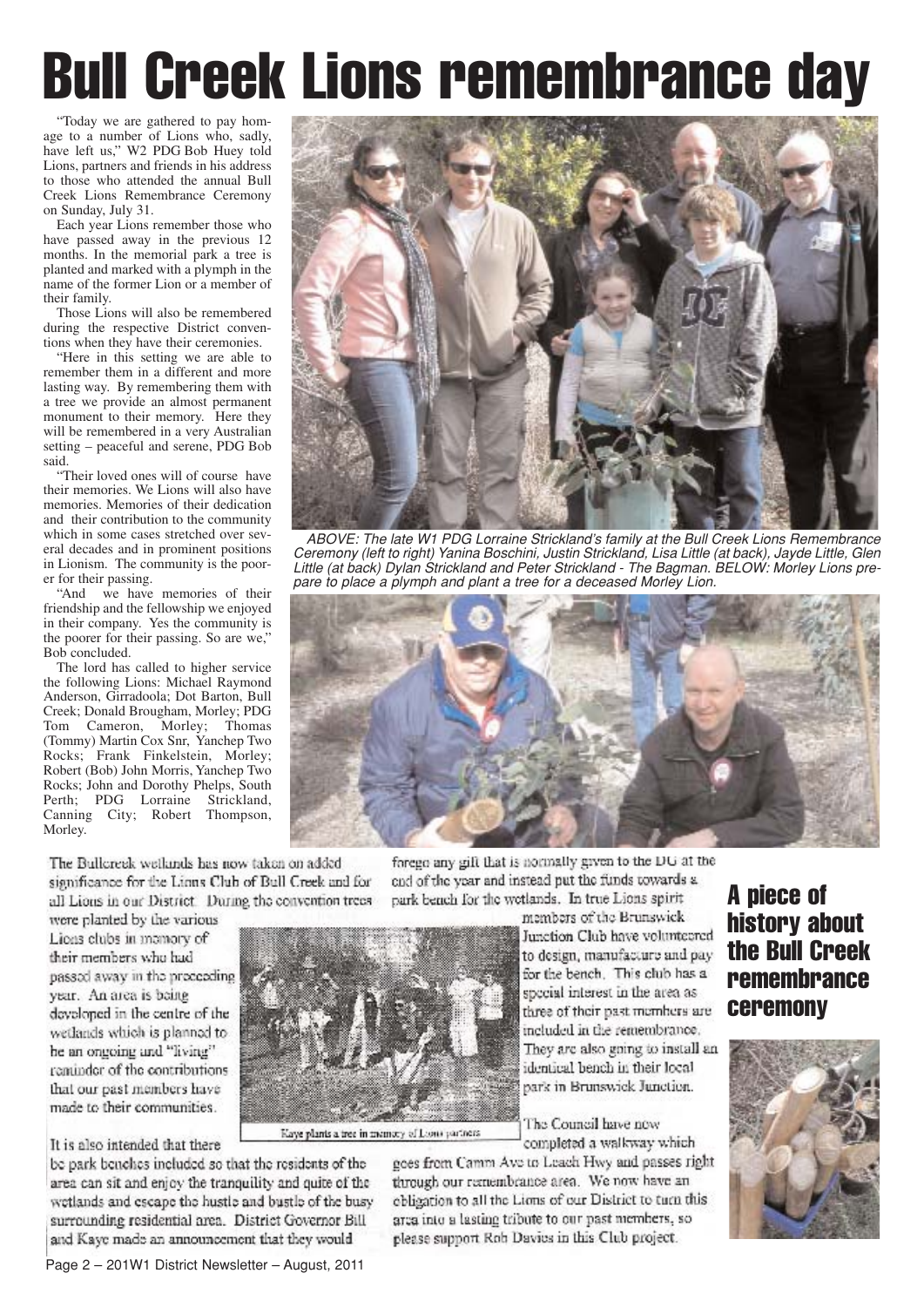# Bull Creek Lions remembrance day

"Today we are gathered to pay homage to a number of Lions who, sadly, have left us," W2 PDG Bob Huey told Lions, partners and friends in his address to those who attended the annual Bull Creek Lions Remembrance Ceremony on Sunday, July 31.

Each year Lions remember those who have passed away in the previous 12 months. In the memorial park a tree is planted and marked with a plymph in the name of the former Lion or a member of their family.

Those Lions will also be remembered during the respective District conventions when they have their ceremonies.

"Here in this setting we are able to remember them in a different and more lasting way. By remembering them with a tree we provide an almost permanent monument to their memory. Here they will be remembered in a very Australian setting – peaceful and serene, PDG Bob said.

"Their loved ones will of course have their memories. We Lions will also have memories. Memories of their dedication and their contribution to the community which in some cases stretched over several decades and in prominent positions in Lionism. The community is the poorer for their passing.

"And we have memories of their friendship and the fellowship we enjoyed in their company. Yes the community is the poorer for their passing. So are we," Bob concluded.

The lord has called to higher service the following Lions: Michael Raymond Anderson, Girradoola; Dot Barton, Bull Creek; Donald Brougham, Morley; PDG Tom Cameron, Morley; Thomas (Tommy) Martin Cox Snr, Yanchep Two Rocks; Frank Finkelstein, Morley; Robert (Bob) John Morris, Yanchep Two Rocks; John and Dorothy Phelps, South Perth; PDG Lorraine Strickland, Canning City; Robert Thompson, Morley.

*ABOVE: The late W1 PDG Lorraine Strickland's family at the Bull Creek Lions Remembrance Ceremony (left to right) Yanina Boschini, Justin Strickland, Lisa Little (at back), Jayde Little, Glen Little (at back) Dylan Strickland and Peter Strickland - The Bagman. BELOW: Morley Lions prepare to place a plymph and plant a tree for a deceased Morley Lion.*

## A piece of history about the Bull Creek remembrance ceremony

The Bullcreek wetlands has now taken on added significance for the Lions Club of Bull Creek and for all Lions in our District. During the convention trees were planted by the various Lions clubs in memory of their members who had passed away in the preceding year. An area is being developed in the centre of the wetlands which is planned to be an ongoing and "living" reminder of the contributions that our past members have made to their communities.

It is also intended that there be park benches included so that the residents of the area can sit and enjoy the tranquility and quite of the wetlands and escape the hustle and bustle of the busy surrounding residential area. District Governor Bill and Kaye made an announcement that they would forego any gift that is normally given to the DG at the end of the year and instead put the funds towards a park bench for the wetlands. In true Lions spirit members of the Brunswick Junction Club have volunteered to design, manufacture and pay for the bench. This club has a special interest in the area as three of their past members are included in the remembrance. They are also going to install an identical bench in their local park in Brunswick Junction.

Kaye plants a tree in memory of Lions partners

The Council have now completed a walkway which goes from Camm Ave to Leach Hwy and passes right through our remembrance area. We now have an obligation to all the Lions of our District to turn this area into a lasting tribute to our past members, so please support Rob Davies in this Club project.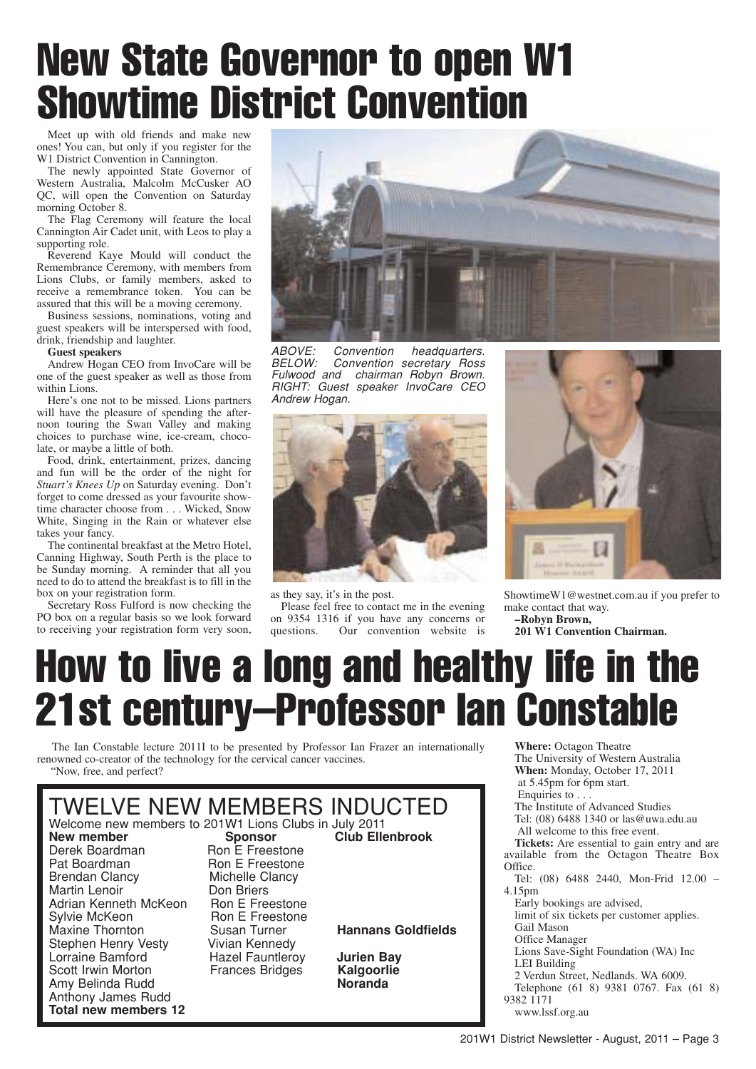# New State Governor to open W1 Showtime District Convention

Meet up with old friends and make new ones! You can, but only if you register for the W1 District Convention in Cannington.

The newly appointed State Governor of Western Australia, Malcolm McCusker AO QC, will open the Convention on Saturday morning October 8.

The Flag Ceremony will feature the local Cannington Air Cadet unit, with Leos to play a supporting role.

Reverend Kaye Mould will conduct the Remembrance Ceremony, with members from Lions Clubs, or family members, asked to receive a remembrance token. You can be assured that this will be a moving ceremony.

Business sessions, nominations, voting and guest speakers will be interspersed with food, drink, friendship and laughter.

**Guest speakers**

Andrew Hogan CEO from InvoCare will be one of the guest speaker as well as those from within Lions.

Here's one not to be missed. Lions partners will have the pleasure of spending the afternoon touring the Swan Valley and making choices to purchase wine, ice-cream, chocolate, or maybe a little of both.

Food, drink, entertainment, prizes, dancing and fun will be the order of the night for *Stuart's Knees Up* on Saturday evening. Don't forget to come dressed as your favourite showtime character choose from . . . Wicked, Snow White, Singing in the Rain or whatever else takes your fancy.

The continental breakfast at the Metro Hotel, Canning Highway, South Perth is the place to be Sunday morning. A reminder that all you need to do to attend the breakfast is to fill in the box on your registration form.

Secretary Ross Fulford is now checking the PO box on a regular basis so we look forward to receiving your registration form very soon, as they say, it's in the post.

Please feel free to contact me in the evening on 9354 1316 if you have any concerns or questions. Our convention website is ShowtimeW1@westnet.com.au if you prefer to make contact that way.

**–Robyn Brown,**
**201 W1 Convention Chairman.**

*ABOVE: Convention headquarters. BELOW: Convention secretary Ross Fulwood and chairman Robyn Brown. RIGHT: Guest speaker InvoCare CEO Andrew Hogan.*

# How to live a long and healthy life in the 21st century–Professor Ian Constable

The Ian Constable lecture 2011I to be presented by Professor Ian Frazer an internationally renowned co-creator of the technology for the cervical cancer vaccines.

"Now, free, and perfect?

**Where:** Octagon Theatre
The University of Western Australia
**When:** Monday, October 17, 2011
at 5.45pm for 6pm start.
Enquiries to . . .
The Institute of Advanced Studies
Tel: (08) 6488 1340 or las@uwa.edu.au
All welcome to this free event.

**Tickets:** Are essential to gain entry and are available from the Octagon Theatre Box Office.
Tel: (08) 6488 2440, Mon-Frid 12.00 – 4.15pm
Early bookings are advised,
limit of six tickets per customer applies.

Gail Mason
Office Manager
Lions Save-Sight Foundation (WA) Inc
LEI Building
2 Verdun Street, Nedlands. WA 6009.
Telephone (61 8) 9381 0767. Fax (61 8) 9382 1171
www.lssf.org.au

## TWELVE NEW MEMBERS INDUCTED

Welcome new members to 201W1 Lions Clubs in July 2011

| New member | Sponsor | Club |
|---|---|---|
| Derek Boardman | Ron E Freestone | Ellenbrook |
| Pat Boardman | Ron E Freestone | |
| Brendan Clancy | Michelle Clancy | |
| Martin Lenoir | Don Briers | |
| Adrian Kenneth McKeon | Ron E Freestone | |
| Sylvie McKeon | Ron E Freestone | |
| Maxine Thornton | Susan Turner | Hannans Goldfields |
| Stephen Henry Vesty | Vivian Kennedy | |
| Lorraine Bamford | Hazel Fauntleroy | Jurien Bay |
| Scott Irwin Morton | Frances Bridges | Kalgoorlie |
| Amy Belinda Rudd | | Noranda |
| Anthony James Rudd | | |
| **Total new members 12** | | |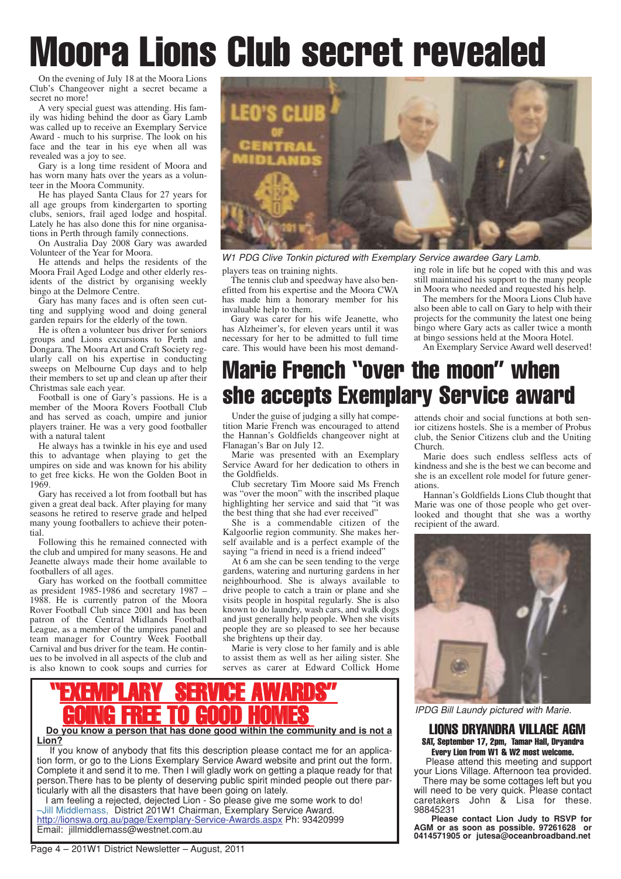# Moora Lions Club secret revealed

On the evening of July 18 at the Moora Lions Club's Changeover night a secret became a secret no more!

A very special guest was attending. His family was hiding behind the door as Gary Lamb was called up to receive an Exemplary Service Award - much to his surprise. The look on his face and the tear in his eye when all was revealed was a joy to see.

Gary is a long time resident of Moora and has worn many hats over the years as a volunteer in the Moora Community.

He has played Santa Claus for 27 years for all age groups from kindergarten to sporting clubs, seniors, frail aged lodge and hospital. Lately he has also done this for nine organisations in Perth through family connections.

On Australia Day 2008 Gary was awarded Volunteer of the Year for Moora.

He attends and helps the residents of the Moora Frail Aged Lodge and other elderly residents of the district by organising weekly bingo at the Delmore Centre.

Gary has many faces and is often seen cutting and supplying wood and doing general garden repairs for the elderly of the town.

He is often a volunteer bus driver for seniors groups and Lions excursions to Perth and Dongara. The Moora Art and Craft Society regularly call on his expertise in conducting sweeps on Melbourne Cup days and to help their members to set up and clean up after their Christmas sale each year.

Football is one of Gary's passions. He is a member of the Moora Rovers Football Club and has served as coach, umpire and junior players trainer. He was a very good footballer with a natural talent

He always has a twinkle in his eye and used this to advantage when playing to get the umpires on side and was known for his ability to get free kicks. He won the Golden Boot in 1969.

Gary has received a lot from football but has given a great deal back. After playing for many seasons he retired to reserve grade and helped many young footballers to achieve their potential.

Following this he remained connected with the club and umpired for many seasons. He and Jeanette always made their home available to footballers of all ages.

Gary has worked on the football committee as president 1985-1986 and secretary 1987 – 1988. He is currently patron of the Moora Rover Football Club since 2001 and has been patron of the Central Midlands Football League, as a member of the umpires panel and team manager for Country Week Football Carnival and bus driver for the team. He continues to be involved in all aspects of the club and is also known to cook soups and curries for players teas on training nights.

*W1 PDG Clive Tonkin pictured with Exemplary Service awardee Gary Lamb.*

The tennis club and speedway have also benefitted from his expertise and the Moora CWA has made him a honorary member for his invaluable help to them.

Gary was carer for his wife Jeanette, who has Alzheimer's, for eleven years until it was necessary for her to be admitted to full time care. This would have been his most demanding role in life but he coped with this and was still maintained his support to the many people in Moora who needed and requested his help.

The members for the Moora Lions Club have also been able to call on Gary to help with their projects for the community the latest one being bingo where Gary acts as caller twice a month at bingo sessions held at the Moora Hotel.

An Exemplary Service Award well deserved!

# Marie French "over the moon" when she accepts Exemplary Service award

Under the guise of judging a silly hat competition Marie French was encouraged to attend the Hannan's Goldfields changeover night at Flanagan's Bar on July 12.

Marie was presented with an Exemplary Service Award for her dedication to others in the Goldfields.

Club secretary Tim Moore said Ms French was "over the moon" with the inscribed plaque highlighting her service and said that "it was the best thing that she had ever received"

She is a commendable citizen of the Kalgoorlie region community. She makes herself available and is a perfect example of the saying "a friend in need is a friend indeed"

At 6 am she can be seen tending to the verge gardens, watering and nurturing gardens in her neighbourhood. She is always available to drive people to catch a train or plane and she visits people in hospital regularly. She is also known to do laundry, wash cars, and walk dogs and just generally help people. When she visits people they are so pleased to see her because she brightens up their day.

Marie is very close to her family and is able to assist them as well as her ailing sister. She serves as carer at Edward Collick Home attends choir and social functions at both senior citizens hostels. She is a member of Probus club, the Senior Citizens club and the Uniting Church.

Marie does such endless selfless acts of kindness and she is the best we can become and she is an excellent role model for future generations.

Hannan's Goldfields Lions Club thought that Marie was one of those people who get overlooked and thought that she was a worthy recipient of the award.

*IPDG Bill Laundy pictured with Marie.*

## "EXEMPLARY SERVICE AWARDS" GOING FREE TO GOOD HOMES

**Do you know a person that has done good within the community and is not a Lion?**

If you know of anybody that fits this description please contact me for an application form, or go to the Lions Exemplary Service Award website and print out the form. Complete it and send it to me. Then I will gladly work on getting a plaque ready for that person.There has to be plenty of deserving public spirit minded people out there particularly with all the disasters that have been going on lately.

I am feeling a rejected, dejected Lion - So please give me some work to do!
–Jill Middlemass, District 201W1 Chairman, Exemplary Service Award.
http://lionswa.org.au/page/Exemplary-Service-Awards.aspx Ph: 93420999
Email: jillmiddlemass@westnet.com.au

## LIONS DRYANDRA VILLAGE AGM

**SAT, September 17, 2pm, Tamar Hall, Dryandra**
**Every Lion from W1 & W2 most welcome.**

Please attend this meeting and support your Lions Village. Afternoon tea provided.

There may be some cottages left but you will need to be very quick. Please contact caretakers John & Lisa for these. 98845231

**Please contact Lion Judy to RSVP for AGM or as soon as possible. 97261628 or 0414571905 or jutesa@oceanbroadband.net**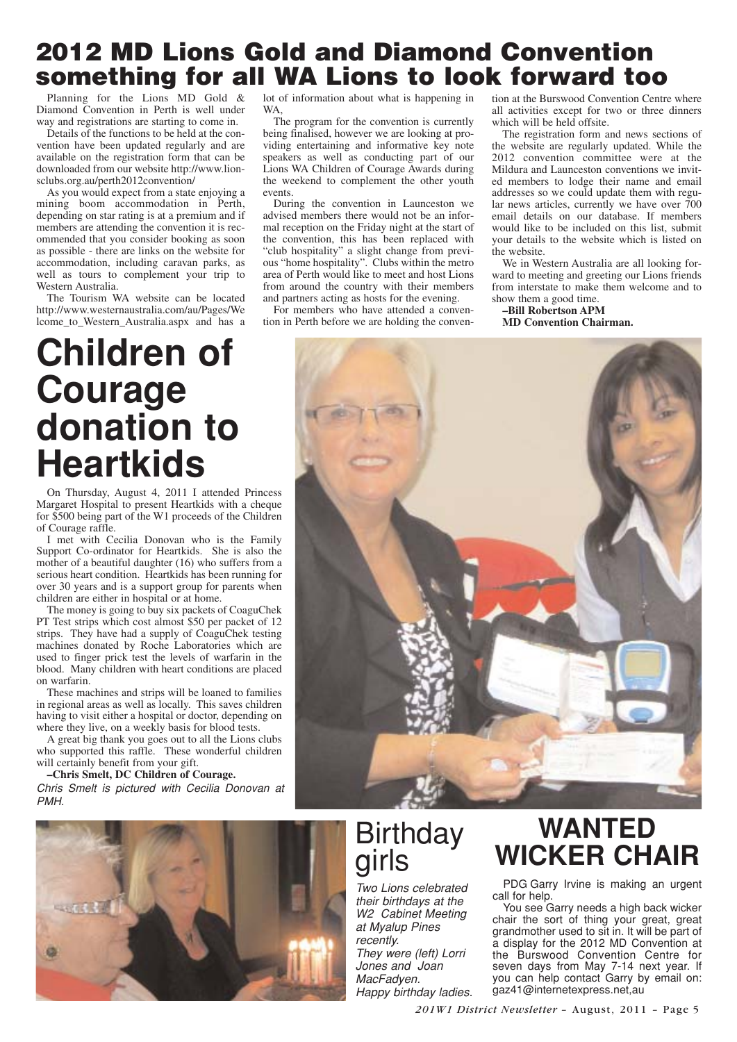# 2012 MD Lions Gold and Diamond Convention something for all WA Lions to look forward too

Planning for the Lions MD Gold & Diamond Convention in Perth is well under way and registrations are starting to come in.

Details of the functions to be held at the convention have been updated regularly and are available on the registration form that can be downloaded from our website http://www.lionsclubs.org.au/perth2012convention/

As you would expect from a state enjoying a mining boom accommodation in Perth, depending on star rating is at a premium and if members are attending the convention it is recommended that you consider booking as soon as possible - there are links on the website for accommodation, including caravan parks, as well as tours to complement your trip to Western Australia.

The Tourism WA website can be located http://www.westernaustralia.com/au/Pages/Welcome_to_Western_Australia.aspx and has a lot of information about what is happening in WA,

The program for the convention is currently being finalised, however we are looking at providing entertaining and informative key note speakers as well as conducting part of our Lions WA Children of Courage Awards during the weekend to complement the other youth events.

During the convention in Launceston we advised members there would not be an informal reception on the Friday night at the start of the convention, this has been replaced with "club hospitality" a slight change from previous "home hospitality". Clubs within the metro area of Perth would like to meet and host Lions from around the country with their members and partners acting as hosts for the evening.

For members who have attended a convention in Perth before we are holding the convention at the Burswood Convention Centre where all activities except for two or three dinners which will be held offsite.

The registration form and news sections of the website are regularly updated. While the 2012 convention committee were at the Mildura and Launceston conventions we invited members to lodge their name and email addresses so we could update them with regular news articles, currently we have over 700 email details on our database. If members would like to be included on this list, submit your details to the website which is listed on the website.

We in Western Australia are all looking forward to meeting and greeting our Lions friends from interstate to make them welcome and to show them a good time.

**–Bill Robertson APM**
**MD Convention Chairman.**

# Children of Courage donation to Heartkids

On Thursday, August 4, 2011 I attended Princess Margaret Hospital to present Heartkids with a cheque for $500 being part of the W1 proceeds of the Children of Courage raffle.

I met with Cecilia Donovan who is the Family Support Co-ordinator for Heartkids. She is also the mother of a beautiful daughter (16) who suffers from a serious heart condition. Heartkids has been running for over 30 years and is a support group for parents when children are either in hospital or at home.

The money is going to buy six packets of CoaguChek PT Test strips which cost almost $50 per packet of 12 strips. They have had a supply of CoaguChek testing machines donated by Roche Laboratories which are used to finger prick test the levels of warfarin in the blood. Many children with heart conditions are placed on warfarin.

These machines and strips will be loaned to families in regional areas as well as locally. This saves children having to visit either a hospital or doctor, depending on where they live, on a weekly basis for blood tests.

A great big thank you goes out to all the Lions clubs who supported this raffle. These wonderful children will certainly benefit from your gift.

**–Chris Smelt, DC Children of Courage.**

*Chris Smelt is pictured with Cecilia Donovan at PMH.*

# Birthday girls

*Two Lions celebrated their birthdays at the W2 Cabinet Meeting at Myalup Pines recently.*
*They were (left) Lorri Jones and Joan MacFadyen.*
*Happy birthday ladies.*

# WANTED WICKER CHAIR

PDG Garry Irvine is making an urgent call for help.

You see Garry needs a high back wicker chair the sort of thing your great, great grandmother used to sit in. It will be part of a display for the 2012 MD Convention at the Burswood Convention Centre for seven days from May 7-14 next year. If you can help contact Garry by email on: gaz41@internetexpress.net,au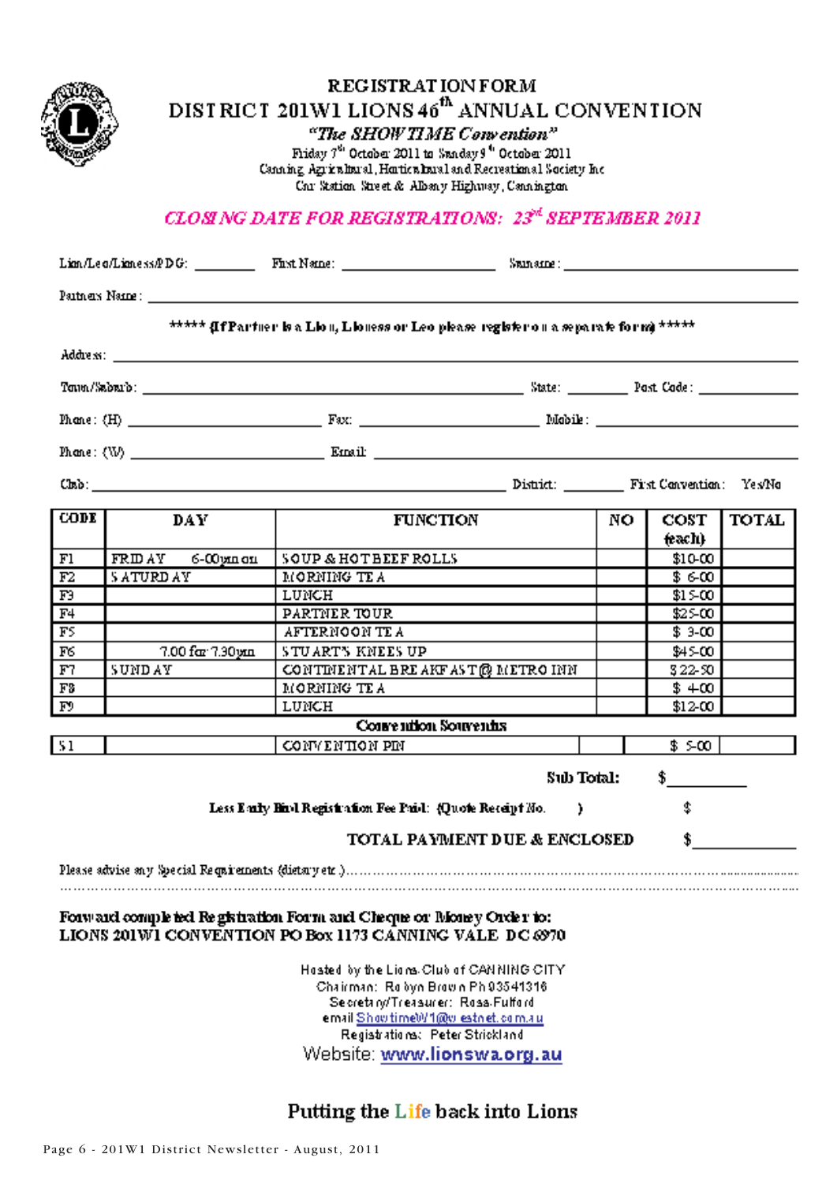# REGISTRATION FORM

## DISTRICT 201W1 LIONS 46th ANNUAL CONVENTION

*"The SHOWTIME Convention"*

Friday 7th October 2011 to Sunday 9th October 2011
Canning Agricultural, Horticultural and Recreational Society Inc
Cnr Station Street & Albany Highway, Cannington

***CLOSING DATE FOR REGISTRATIONS: 23rd SEPTEMBER 2011***

Lion/Leo/Lioness/PDG: ________ First Name: ____________________ Surname: ______________________________

Partners Name: ______________________________________________________________________________

\*\*\*\*\* (If Partner is a Lion, Lioness or Leo please register on a separate form) \*\*\*\*\*

Address: ___________________________________________________________________________________

Town/Suburb: _______________________________________________ State: ________ Post Code: ____________

Phone: (H) ______________________ Fax: ______________________ Mobile: ______________________

Phone: (W) ______________________ Email: ________________________________________________

Club: _______________________________________________ District: ________ First Convention: Yes/No

| CODE | DAY | FUNCTION | NO | COST (each) | TOTAL |
|---|---|---|---|---|---|
| F1 | FRIDAY 6-00pm on | SOUP & HOT BEEF ROLLS | | $10-00 | |
| F2 | SATURDAY | MORNING TEA | | $ 6-00 | |
| F3 | | LUNCH | | $15-00 | |
| F4 | | PARTNER TOUR | | $25-00 | |
| F5 | | AFTERNOON TEA | | $ 3-00 | |
| F6 | 7.00 for 7.30pm | STUART'S KNEES UP | | $45-00 | |
| F7 | SUNDAY | CONTINENTAL BREAKFAST @ METRO INN | | $22-50 | |
| F8 | | MORNING TEA | | $ 4-00 | |
| F9 | | LUNCH | | $12-00 | |
| | | **Convention Souvenirs** | | | |
| S1 | | CONVENTION PIN | | $ 5-00 | |

**Sub Total:** $__________

**Less Early Bird Registration Fee Paid: (Quote Receipt No. )** $

**TOTAL PAYMENT DUE & ENCLOSED** $__________

Please advise any Special Requirements (dietary etc.)..................................................................................................
..........................................................................................................................................................................

**Forward completed Registration Form and Cheque or Money Order to:**
**LIONS 201W1 CONVENTION PO Box 1173 CANNING VALE DC 6970**

Hosted by the Lions Club of CANNING CITY
Chairman: Robyn Brown Ph 93541316
Secretary/Treasurer: Ross Fulford
email ShowtimeW1@westnet.com.au
Registrations: Peter Strickland
Website: www.lionswa.org.au

**Putting the Life back into Lions**